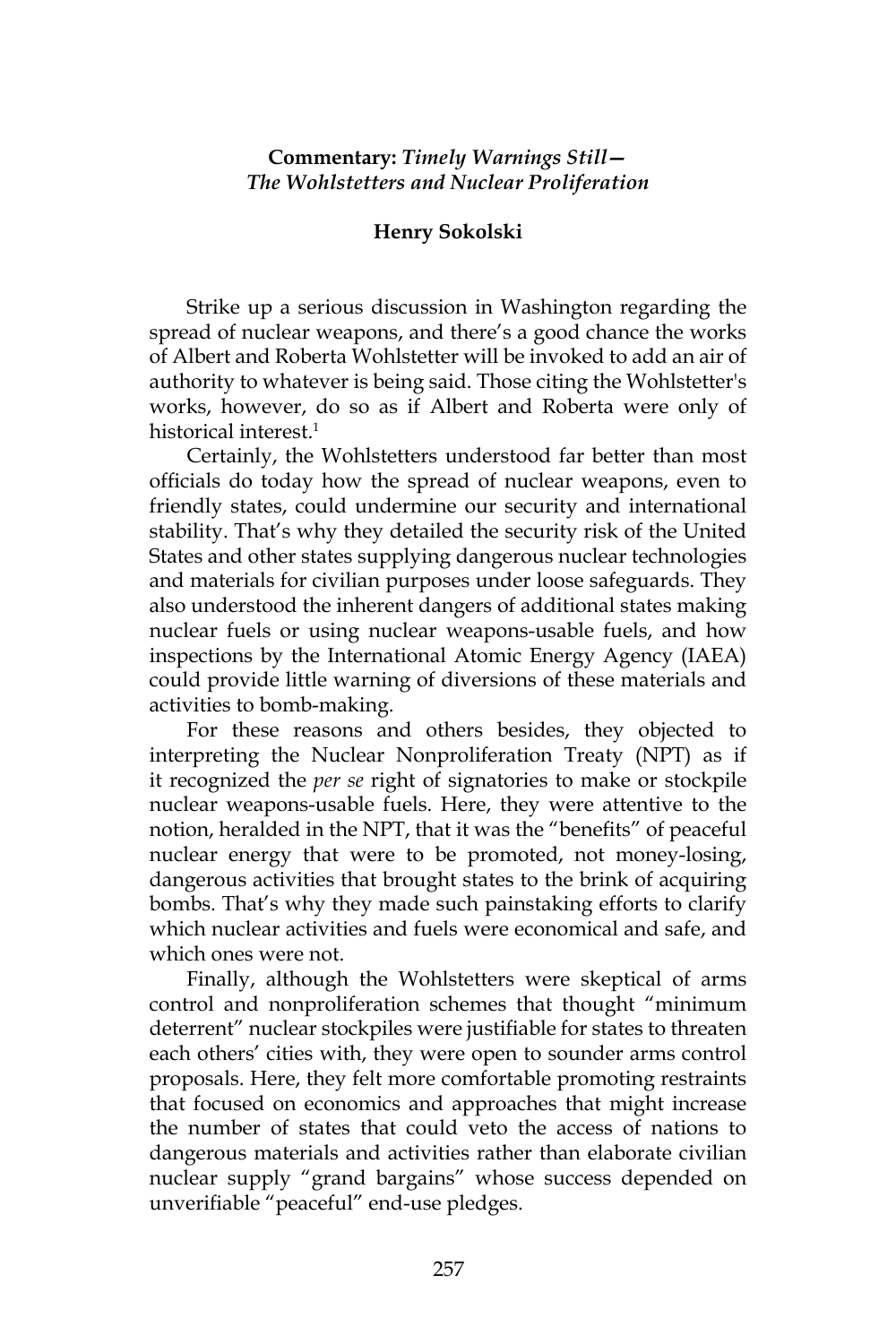**Commentary:** ***Timely Warnings Still— The Wohlstetters and Nuclear Proliferation***

**Henry Sokolski**

Strike up a serious discussion in Washington regarding the spread of nuclear weapons, and there's a good chance the works of Albert and Roberta Wohlstetter will be invoked to add an air of authority to whatever is being said. Those citing the Wohlstetter's works, however, do so as if Albert and Roberta were only of historical interest.[1]

Certainly, the Wohlstetters understood far better than most officials do today how the spread of nuclear weapons, even to friendly states, could undermine our security and international stability. That's why they detailed the security risk of the United States and other states supplying dangerous nuclear technologies and materials for civilian purposes under loose safeguards. They also understood the inherent dangers of additional states making nuclear fuels or using nuclear weapons-usable fuels, and how inspections by the International Atomic Energy Agency (IAEA) could provide little warning of diversions of these materials and activities to bomb-making.

For these reasons and others besides, they objected to interpreting the Nuclear Nonproliferation Treaty (NPT) as if it recognized the *per se* right of signatories to make or stockpile nuclear weapons-usable fuels. Here, they were attentive to the notion, heralded in the NPT, that it was the "benefits" of peaceful nuclear energy that were to be promoted, not money-losing, dangerous activities that brought states to the brink of acquiring bombs. That's why they made such painstaking efforts to clarify which nuclear activities and fuels were economical and safe, and which ones were not.

Finally, although the Wohlstetters were skeptical of arms control and nonproliferation schemes that thought "minimum deterrent" nuclear stockpiles were justifiable for states to threaten each others' cities with, they were open to sounder arms control proposals. Here, they felt more comfortable promoting restraints that focused on economics and approaches that might increase the number of states that could veto the access of nations to dangerous materials and activities rather than elaborate civilian nuclear supply "grand bargains" whose success depended on unverifiable "peaceful" end-use pledges.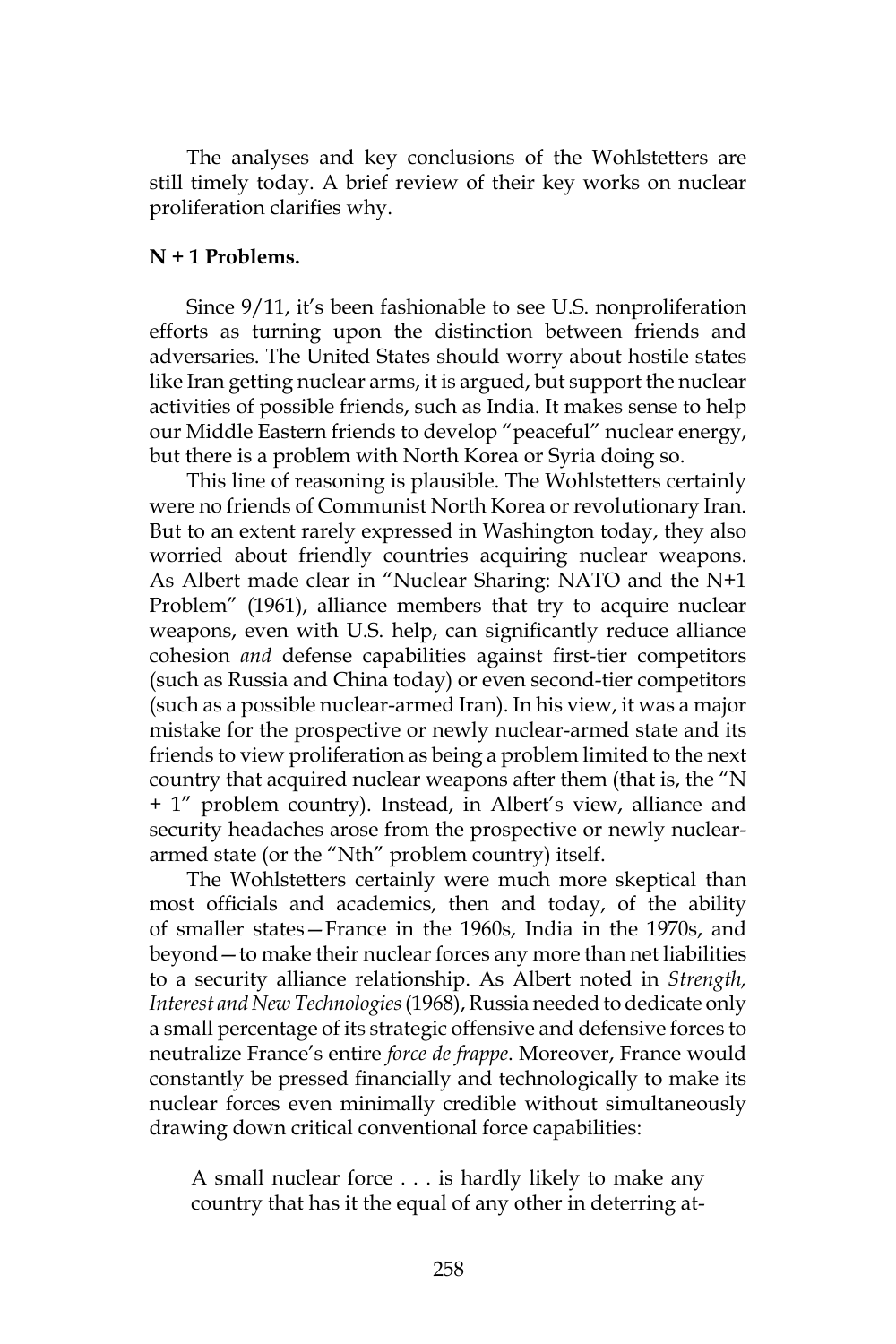The analyses and key conclusions of the Wohlstetters are still timely today. A brief review of their key works on nuclear proliferation clarifies why.

**N + 1 Problems.**

Since 9/11, it's been fashionable to see U.S. nonproliferation efforts as turning upon the distinction between friends and adversaries. The United States should worry about hostile states like Iran getting nuclear arms, it is argued, but support the nuclear activities of possible friends, such as India. It makes sense to help our Middle Eastern friends to develop "peaceful" nuclear energy, but there is a problem with North Korea or Syria doing so.

This line of reasoning is plausible. The Wohlstetters certainly were no friends of Communist North Korea or revolutionary Iran. But to an extent rarely expressed in Washington today, they also worried about friendly countries acquiring nuclear weapons. As Albert made clear in "Nuclear Sharing: NATO and the N+1 Problem" (1961), alliance members that try to acquire nuclear weapons, even with U.S. help, can significantly reduce alliance cohesion *and* defense capabilities against first-tier competitors (such as Russia and China today) or even second-tier competitors (such as a possible nuclear-armed Iran). In his view, it was a major mistake for the prospective or newly nuclear-armed state and its friends to view proliferation as being a problem limited to the next country that acquired nuclear weapons after them (that is, the "N + 1" problem country). Instead, in Albert's view, alliance and security headaches arose from the prospective or newly nuclear-armed state (or the "Nth" problem country) itself.

The Wohlstetters certainly were much more skeptical than most officials and academics, then and today, of the ability of smaller states—France in the 1960s, India in the 1970s, and beyond—to make their nuclear forces any more than net liabilities to a security alliance relationship. As Albert noted in *Strength, Interest and New Technologies* (1968), Russia needed to dedicate only a small percentage of its strategic offensive and defensive forces to neutralize France's entire *force de frappe*. Moreover, France would constantly be pressed financially and technologically to make its nuclear forces even minimally credible without simultaneously drawing down critical conventional force capabilities:

> A small nuclear force . . . is hardly likely to make any country that has it the equal of any other in deterring at-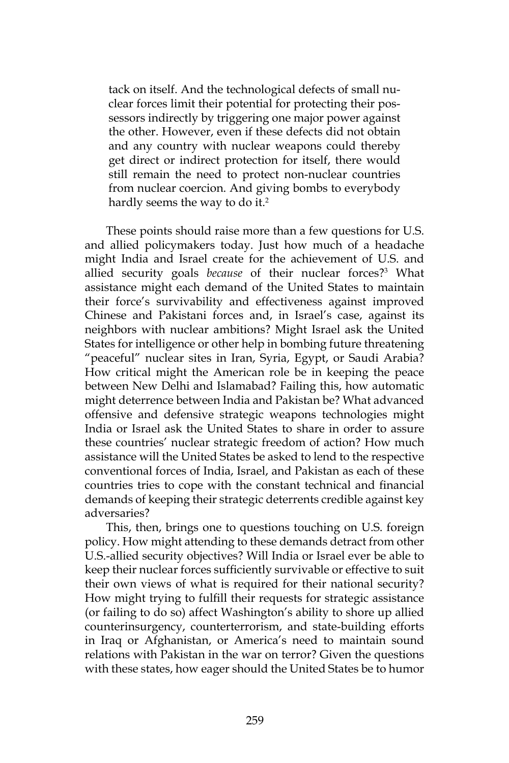tack on itself. And the technological defects of small nuclear forces limit their potential for protecting their possessors indirectly by triggering one major power against the other. However, even if these defects did not obtain and any country with nuclear weapons could thereby get direct or indirect protection for itself, there would still remain the need to protect non-nuclear countries from nuclear coercion. And giving bombs to everybody hardly seems the way to do it.[2]

These points should raise more than a few questions for U.S. and allied policymakers today. Just how much of a headache might India and Israel create for the achievement of U.S. and allied security goals *because* of their nuclear forces?[3] What assistance might each demand of the United States to maintain their force's survivability and effectiveness against improved Chinese and Pakistani forces and, in Israel's case, against its neighbors with nuclear ambitions? Might Israel ask the United States for intelligence or other help in bombing future threatening "peaceful" nuclear sites in Iran, Syria, Egypt, or Saudi Arabia? How critical might the American role be in keeping the peace between New Delhi and Islamabad? Failing this, how automatic might deterrence between India and Pakistan be? What advanced offensive and defensive strategic weapons technologies might India or Israel ask the United States to share in order to assure these countries' nuclear strategic freedom of action? How much assistance will the United States be asked to lend to the respective conventional forces of India, Israel, and Pakistan as each of these countries tries to cope with the constant technical and financial demands of keeping their strategic deterrents credible against key adversaries?

This, then, brings one to questions touching on U.S. foreign policy. How might attending to these demands detract from other U.S.-allied security objectives? Will India or Israel ever be able to keep their nuclear forces sufficiently survivable or effective to suit their own views of what is required for their national security? How might trying to fulfill their requests for strategic assistance (or failing to do so) affect Washington's ability to shore up allied counterinsurgency, counterterrorism, and state-building efforts in Iraq or Afghanistan, or America's need to maintain sound relations with Pakistan in the war on terror? Given the questions with these states, how eager should the United States be to humor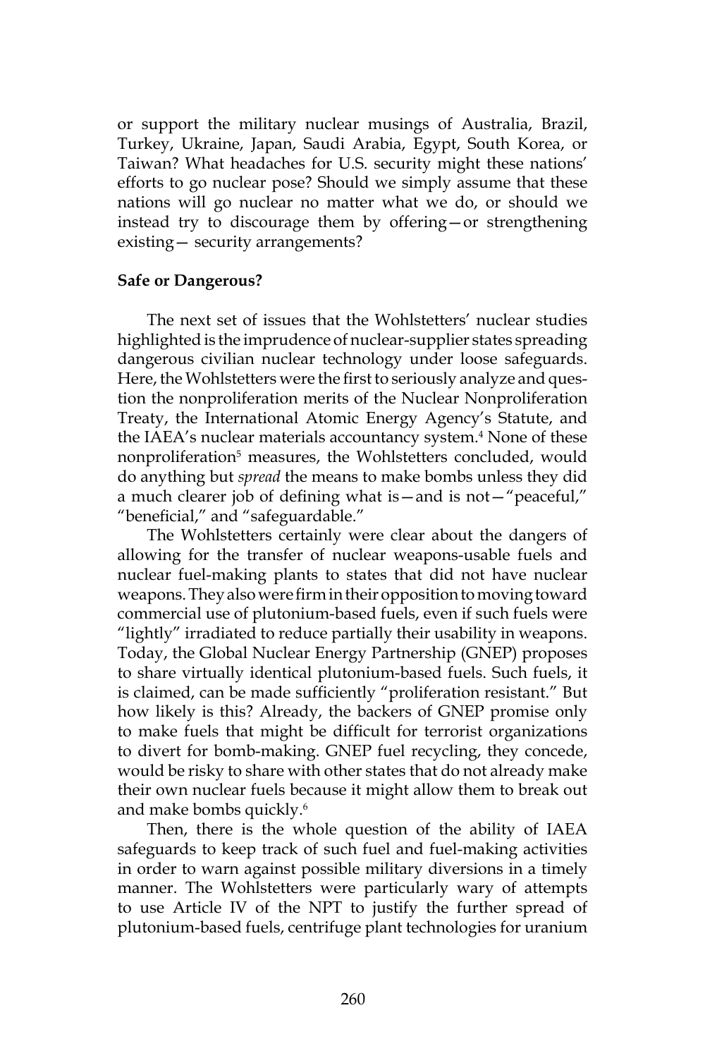or support the military nuclear musings of Australia, Brazil, Turkey, Ukraine, Japan, Saudi Arabia, Egypt, South Korea, or Taiwan? What headaches for U.S. security might these nations' efforts to go nuclear pose? Should we simply assume that these nations will go nuclear no matter what we do, or should we instead try to discourage them by offering—or strengthening existing— security arrangements?

**Safe or Dangerous?**

The next set of issues that the Wohlstetters' nuclear studies highlighted is the imprudence of nuclear-supplier states spreading dangerous civilian nuclear technology under loose safeguards. Here, the Wohlstetters were the first to seriously analyze and question the nonproliferation merits of the Nuclear Nonproliferation Treaty, the International Atomic Energy Agency's Statute, and the IAEA's nuclear materials accountancy system.[4] None of these nonproliferation[5] measures, the Wohlstetters concluded, would do anything but *spread* the means to make bombs unless they did a much clearer job of defining what is—and is not—"peaceful," "beneficial," and "safeguardable."

The Wohlstetters certainly were clear about the dangers of allowing for the transfer of nuclear weapons-usable fuels and nuclear fuel-making plants to states that did not have nuclear weapons. They also were firm in their opposition to moving toward commercial use of plutonium-based fuels, even if such fuels were "lightly" irradiated to reduce partially their usability in weapons. Today, the Global Nuclear Energy Partnership (GNEP) proposes to share virtually identical plutonium-based fuels. Such fuels, it is claimed, can be made sufficiently "proliferation resistant." But how likely is this? Already, the backers of GNEP promise only to make fuels that might be difficult for terrorist organizations to divert for bomb-making. GNEP fuel recycling, they concede, would be risky to share with other states that do not already make their own nuclear fuels because it might allow them to break out and make bombs quickly.[6]

Then, there is the whole question of the ability of IAEA safeguards to keep track of such fuel and fuel-making activities in order to warn against possible military diversions in a timely manner. The Wohlstetters were particularly wary of attempts to use Article IV of the NPT to justify the further spread of plutonium-based fuels, centrifuge plant technologies for uranium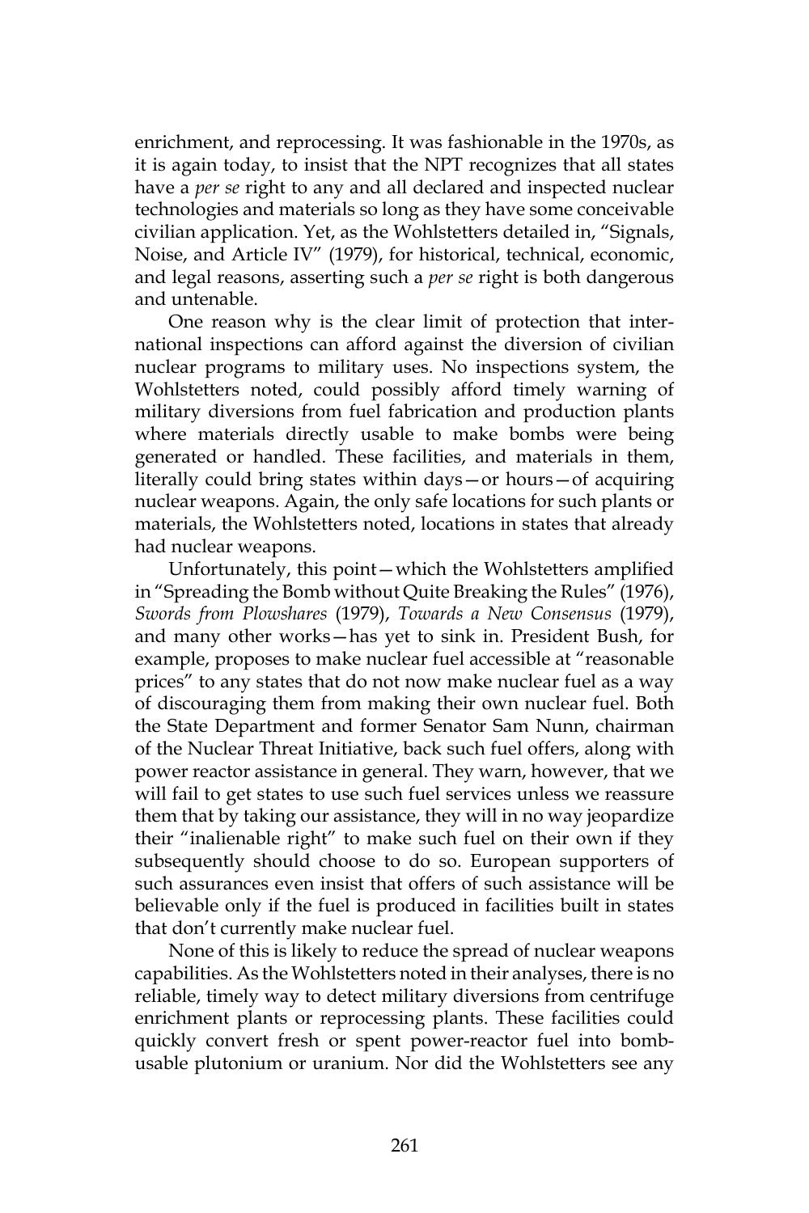enrichment, and reprocessing. It was fashionable in the 1970s, as it is again today, to insist that the NPT recognizes that all states have a *per se* right to any and all declared and inspected nuclear technologies and materials so long as they have some conceivable civilian application. Yet, as the Wohlstetters detailed in, "Signals, Noise, and Article IV" (1979), for historical, technical, economic, and legal reasons, asserting such a *per se* right is both dangerous and untenable.

One reason why is the clear limit of protection that international inspections can afford against the diversion of civilian nuclear programs to military uses. No inspections system, the Wohlstetters noted, could possibly afford timely warning of military diversions from fuel fabrication and production plants where materials directly usable to make bombs were being generated or handled. These facilities, and materials in them, literally could bring states within days—or hours—of acquiring nuclear weapons. Again, the only safe locations for such plants or materials, the Wohlstetters noted, locations in states that already had nuclear weapons.

Unfortunately, this point—which the Wohlstetters amplified in "Spreading the Bomb without Quite Breaking the Rules" (1976), *Swords from Plowshares* (1979), *Towards a New Consensus* (1979), and many other works—has yet to sink in. President Bush, for example, proposes to make nuclear fuel accessible at "reasonable prices" to any states that do not now make nuclear fuel as a way of discouraging them from making their own nuclear fuel. Both the State Department and former Senator Sam Nunn, chairman of the Nuclear Threat Initiative, back such fuel offers, along with power reactor assistance in general. They warn, however, that we will fail to get states to use such fuel services unless we reassure them that by taking our assistance, they will in no way jeopardize their "inalienable right" to make such fuel on their own if they subsequently should choose to do so. European supporters of such assurances even insist that offers of such assistance will be believable only if the fuel is produced in facilities built in states that don't currently make nuclear fuel.

None of this is likely to reduce the spread of nuclear weapons capabilities. As the Wohlstetters noted in their analyses, there is no reliable, timely way to detect military diversions from centrifuge enrichment plants or reprocessing plants. These facilities could quickly convert fresh or spent power-reactor fuel into bomb-usable plutonium or uranium. Nor did the Wohlstetters see any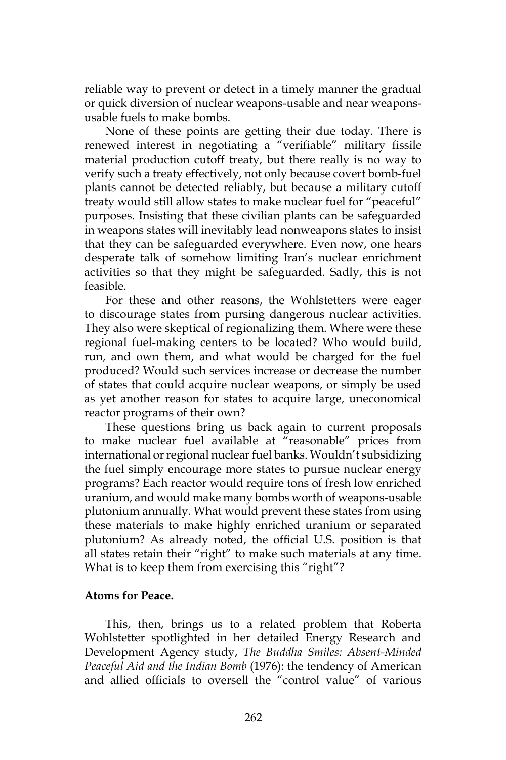reliable way to prevent or detect in a timely manner the gradual or quick diversion of nuclear weapons-usable and near weapons-usable fuels to make bombs.

None of these points are getting their due today. There is renewed interest in negotiating a "verifiable" military fissile material production cutoff treaty, but there really is no way to verify such a treaty effectively, not only because covert bomb-fuel plants cannot be detected reliably, but because a military cutoff treaty would still allow states to make nuclear fuel for "peaceful" purposes. Insisting that these civilian plants can be safeguarded in weapons states will inevitably lead nonweapons states to insist that they can be safeguarded everywhere. Even now, one hears desperate talk of somehow limiting Iran's nuclear enrichment activities so that they might be safeguarded. Sadly, this is not feasible.

For these and other reasons, the Wohlstetters were eager to discourage states from pursing dangerous nuclear activities. They also were skeptical of regionalizing them. Where were these regional fuel-making centers to be located? Who would build, run, and own them, and what would be charged for the fuel produced? Would such services increase or decrease the number of states that could acquire nuclear weapons, or simply be used as yet another reason for states to acquire large, uneconomical reactor programs of their own?

These questions bring us back again to current proposals to make nuclear fuel available at "reasonable" prices from international or regional nuclear fuel banks. Wouldn't subsidizing the fuel simply encourage more states to pursue nuclear energy programs? Each reactor would require tons of fresh low enriched uranium, and would make many bombs worth of weapons-usable plutonium annually. What would prevent these states from using these materials to make highly enriched uranium or separated plutonium? As already noted, the official U.S. position is that all states retain their "right" to make such materials at any time. What is to keep them from exercising this "right"?

**Atoms for Peace.**

This, then, brings us to a related problem that Roberta Wohlstetter spotlighted in her detailed Energy Research and Development Agency study, *The Buddha Smiles: Absent-Minded Peaceful Aid and the Indian Bomb* (1976): the tendency of American and allied officials to oversell the "control value" of various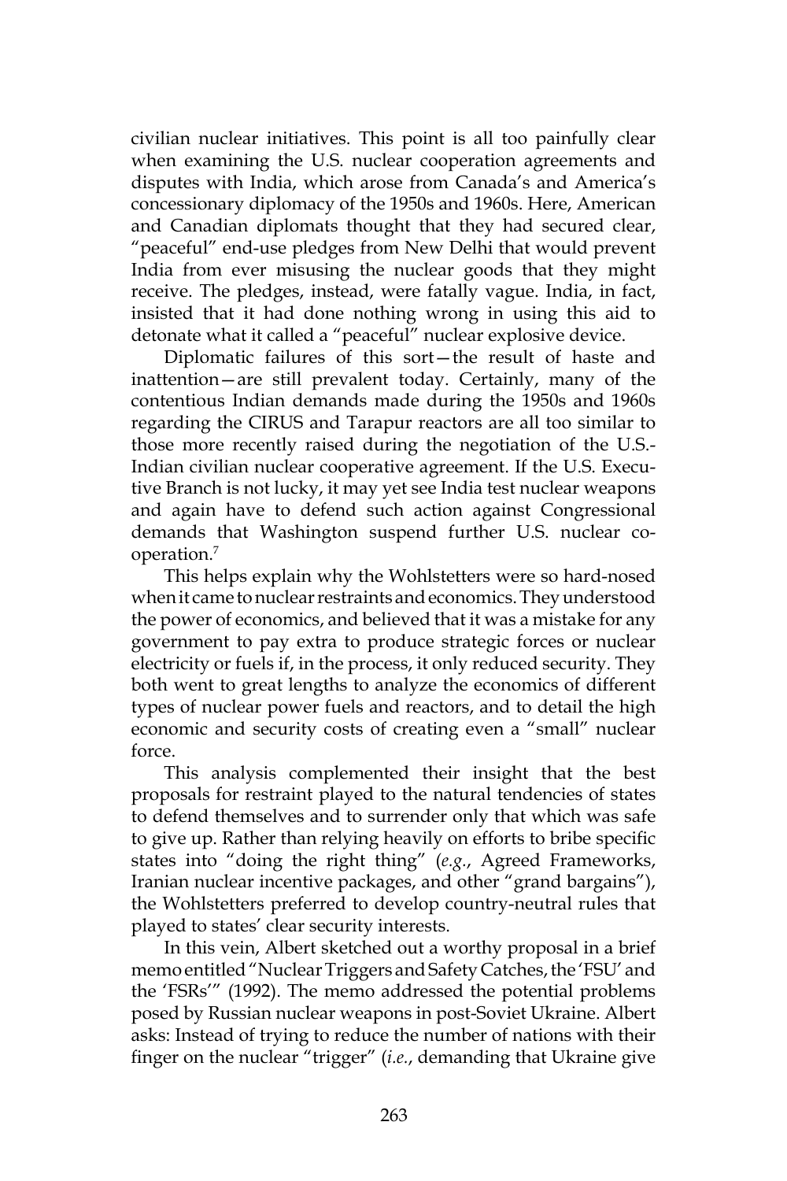civilian nuclear initiatives. This point is all too painfully clear when examining the U.S. nuclear cooperation agreements and disputes with India, which arose from Canada's and America's concessionary diplomacy of the 1950s and 1960s. Here, American and Canadian diplomats thought that they had secured clear, "peaceful" end-use pledges from New Delhi that would prevent India from ever misusing the nuclear goods that they might receive. The pledges, instead, were fatally vague. India, in fact, insisted that it had done nothing wrong in using this aid to detonate what it called a "peaceful" nuclear explosive device.

Diplomatic failures of this sort—the result of haste and inattention—are still prevalent today. Certainly, many of the contentious Indian demands made during the 1950s and 1960s regarding the CIRUS and Tarapur reactors are all too similar to those more recently raised during the negotiation of the U.S.-Indian civilian nuclear cooperative agreement. If the U.S. Executive Branch is not lucky, it may yet see India test nuclear weapons and again have to defend such action against Congressional demands that Washington suspend further U.S. nuclear cooperation.[7]

This helps explain why the Wohlstetters were so hard-nosed when it came to nuclear restraints and economics. They understood the power of economics, and believed that it was a mistake for any government to pay extra to produce strategic forces or nuclear electricity or fuels if, in the process, it only reduced security. They both went to great lengths to analyze the economics of different types of nuclear power fuels and reactors, and to detail the high economic and security costs of creating even a "small" nuclear force.

This analysis complemented their insight that the best proposals for restraint played to the natural tendencies of states to defend themselves and to surrender only that which was safe to give up. Rather than relying heavily on efforts to bribe specific states into "doing the right thing" (*e.g.*, Agreed Frameworks, Iranian nuclear incentive packages, and other "grand bargains"), the Wohlstetters preferred to develop country-neutral rules that played to states' clear security interests.

In this vein, Albert sketched out a worthy proposal in a brief memo entitled "Nuclear Triggers and Safety Catches, the 'FSU' and the 'FSRs'" (1992). The memo addressed the potential problems posed by Russian nuclear weapons in post-Soviet Ukraine. Albert asks: Instead of trying to reduce the number of nations with their finger on the nuclear "trigger" (*i.e.*, demanding that Ukraine give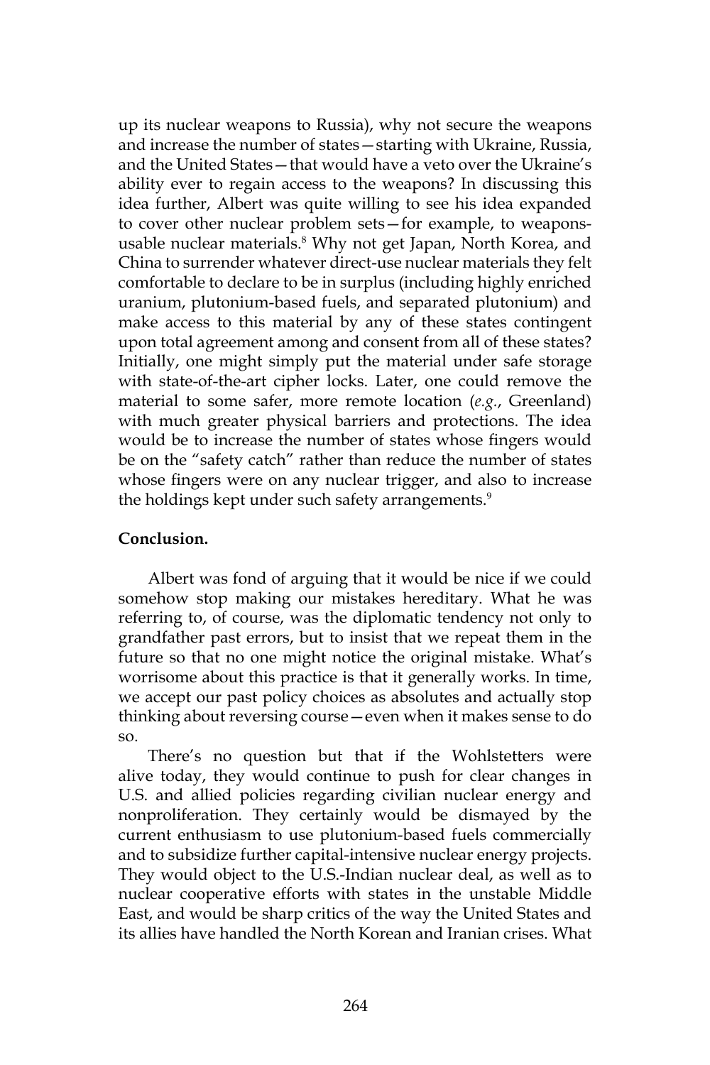up its nuclear weapons to Russia), why not secure the weapons and increase the number of states—starting with Ukraine, Russia, and the United States—that would have a veto over the Ukraine's ability ever to regain access to the weapons? In discussing this idea further, Albert was quite willing to see his idea expanded to cover other nuclear problem sets—for example, to weapons-usable nuclear materials.[8] Why not get Japan, North Korea, and China to surrender whatever direct-use nuclear materials they felt comfortable to declare to be in surplus (including highly enriched uranium, plutonium-based fuels, and separated plutonium) and make access to this material by any of these states contingent upon total agreement among and consent from all of these states? Initially, one might simply put the material under safe storage with state-of-the-art cipher locks. Later, one could remove the material to some safer, more remote location (*e.g.*, Greenland) with much greater physical barriers and protections. The idea would be to increase the number of states whose fingers would be on the "safety catch" rather than reduce the number of states whose fingers were on any nuclear trigger, and also to increase the holdings kept under such safety arrangements.[9]

**Conclusion.**

Albert was fond of arguing that it would be nice if we could somehow stop making our mistakes hereditary. What he was referring to, of course, was the diplomatic tendency not only to grandfather past errors, but to insist that we repeat them in the future so that no one might notice the original mistake. What's worrisome about this practice is that it generally works. In time, we accept our past policy choices as absolutes and actually stop thinking about reversing course—even when it makes sense to do so.

There's no question but that if the Wohlstetters were alive today, they would continue to push for clear changes in U.S. and allied policies regarding civilian nuclear energy and nonproliferation. They certainly would be dismayed by the current enthusiasm to use plutonium-based fuels commercially and to subsidize further capital-intensive nuclear energy projects. They would object to the U.S.-Indian nuclear deal, as well as to nuclear cooperative efforts with states in the unstable Middle East, and would be sharp critics of the way the United States and its allies have handled the North Korean and Iranian crises. What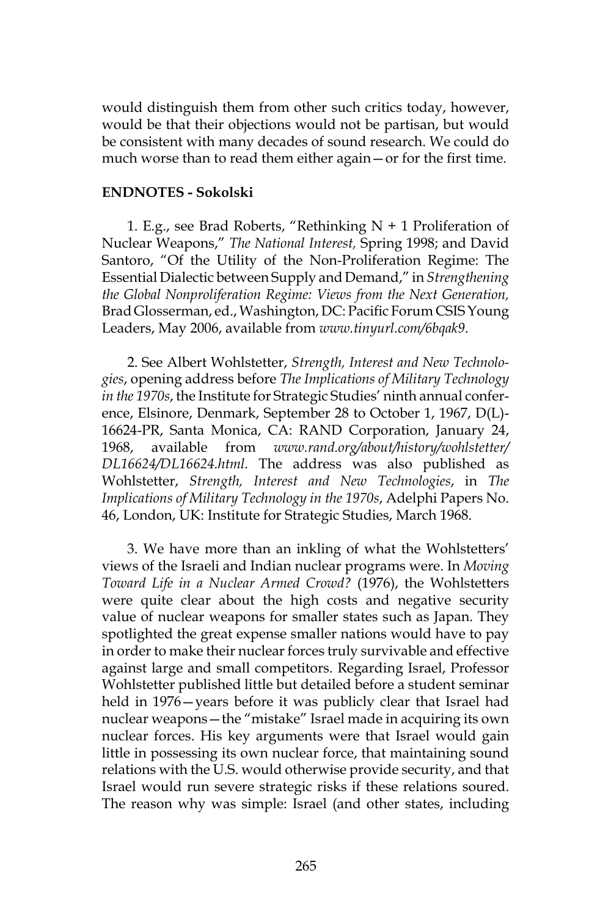would distinguish them from other such critics today, however, would be that their objections would not be partisan, but would be consistent with many decades of sound research. We could do much worse than to read them either again—or for the first time.

**ENDNOTES - Sokolski**

1. E.g., see Brad Roberts, "Rethinking N + 1 Proliferation of Nuclear Weapons," *The National Interest,* Spring 1998; and David Santoro, "Of the Utility of the Non-Proliferation Regime: The Essential Dialectic between Supply and Demand," in *Strengthening the Global Nonproliferation Regime: Views from the Next Generation,* Brad Glosserman, ed., Washington, DC: Pacific Forum CSIS Young Leaders, May 2006, available from *www.tinyurl.com/6bqak9*.

2. See Albert Wohlstetter, *Strength, Interest and New Technologies*, opening address before *The Implications of Military Technology in the 1970s*, the Institute for Strategic Studies' ninth annual conference, Elsinore, Denmark, September 28 to October 1, 1967, D(L)-16624-PR, Santa Monica, CA: RAND Corporation, January 24, 1968, available from *www.rand.org/about/history/wohlstetter/DL16624/DL16624.html.* The address was also published as Wohlstetter, *Strength, Interest and New Technologies*, in *The Implications of Military Technology in the 1970s*, Adelphi Papers No. 46, London, UK: Institute for Strategic Studies, March 1968.

3. We have more than an inkling of what the Wohlstetters' views of the Israeli and Indian nuclear programs were. In *Moving Toward Life in a Nuclear Armed Crowd?* (1976), the Wohlstetters were quite clear about the high costs and negative security value of nuclear weapons for smaller states such as Japan. They spotlighted the great expense smaller nations would have to pay in order to make their nuclear forces truly survivable and effective against large and small competitors. Regarding Israel, Professor Wohlstetter published little but detailed before a student seminar held in 1976—years before it was publicly clear that Israel had nuclear weapons—the "mistake" Israel made in acquiring its own nuclear forces. His key arguments were that Israel would gain little in possessing its own nuclear force, that maintaining sound relations with the U.S. would otherwise provide security, and that Israel would run severe strategic risks if these relations soured. The reason why was simple: Israel (and other states, including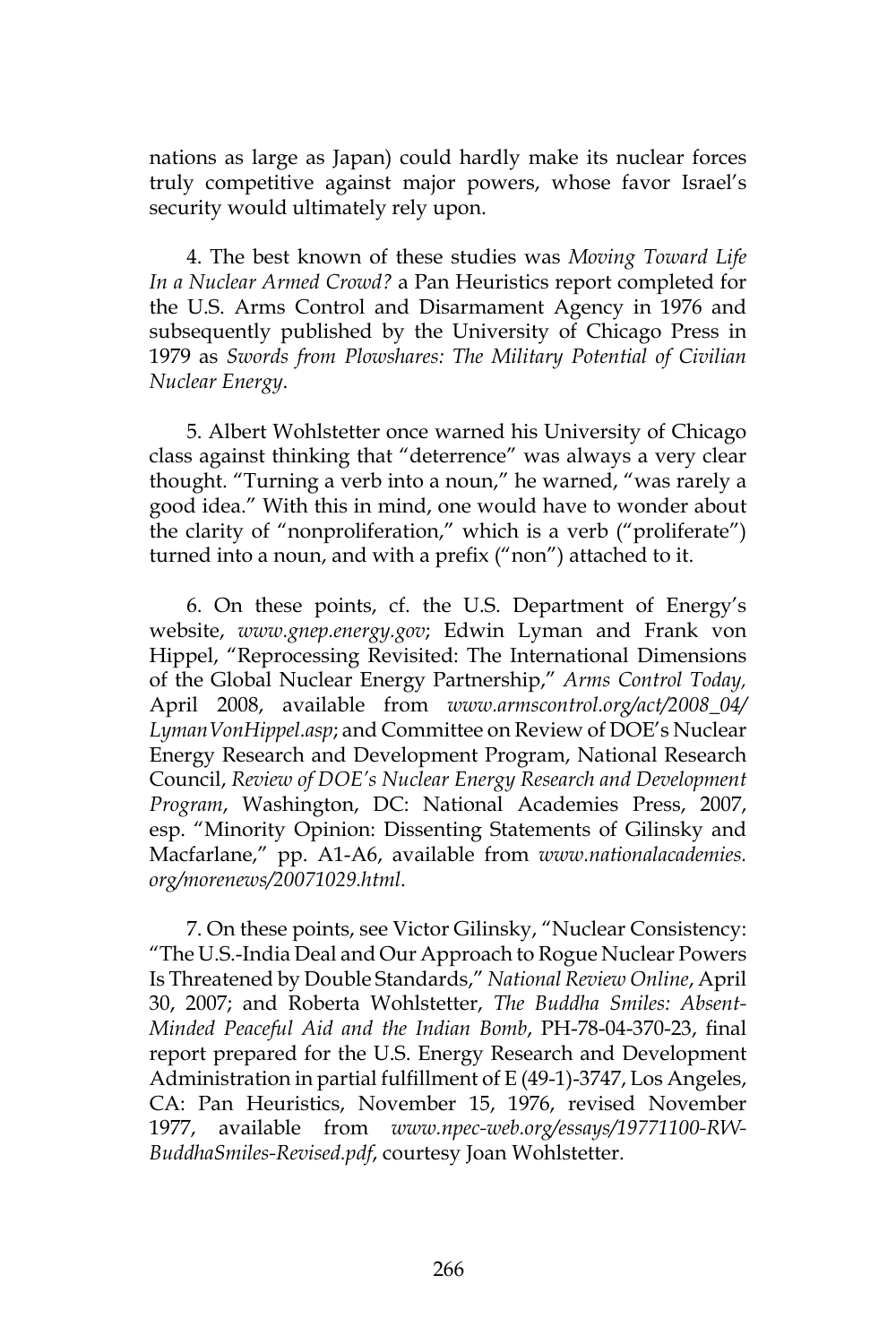nations as large as Japan) could hardly make its nuclear forces truly competitive against major powers, whose favor Israel's security would ultimately rely upon.

4. The best known of these studies was *Moving Toward Life In a Nuclear Armed Crowd?* a Pan Heuristics report completed for the U.S. Arms Control and Disarmament Agency in 1976 and subsequently published by the University of Chicago Press in 1979 as *Swords from Plowshares: The Military Potential of Civilian Nuclear Energy*.

5. Albert Wohlstetter once warned his University of Chicago class against thinking that "deterrence" was always a very clear thought. "Turning a verb into a noun," he warned, "was rarely a good idea." With this in mind, one would have to wonder about the clarity of "nonproliferation," which is a verb ("proliferate") turned into a noun, and with a prefix ("non") attached to it.

6. On these points, cf. the U.S. Department of Energy's website, *www.gnep.energy.gov*; Edwin Lyman and Frank von Hippel, "Reprocessing Revisited: The International Dimensions of the Global Nuclear Energy Partnership," *Arms Control Today,* April 2008, available from *www.armscontrol.org/act/2008_04/LymanVonHippel.asp*; and Committee on Review of DOE's Nuclear Energy Research and Development Program, National Research Council, *Review of DOE's Nuclear Energy Research and Development Program*, Washington, DC: National Academies Press, 2007, esp. "Minority Opinion: Dissenting Statements of Gilinsky and Macfarlane," pp. A1-A6, available from *www.nationalacademies.org/morenews/20071029.html*.

7. On these points, see Victor Gilinsky, "Nuclear Consistency: "The U.S.-India Deal and Our Approach to Rogue Nuclear Powers Is Threatened by Double Standards," *National Review Online*, April 30, 2007; and Roberta Wohlstetter, *The Buddha Smiles: Absent-Minded Peaceful Aid and the Indian Bomb*, PH-78-04-370-23, final report prepared for the U.S. Energy Research and Development Administration in partial fulfillment of E (49-1)-3747, Los Angeles, CA: Pan Heuristics, November 15, 1976, revised November 1977, available from *www.npec-web.org/essays/19771100-RW-BuddhaSmiles-Revised.pdf*, courtesy Joan Wohlstetter.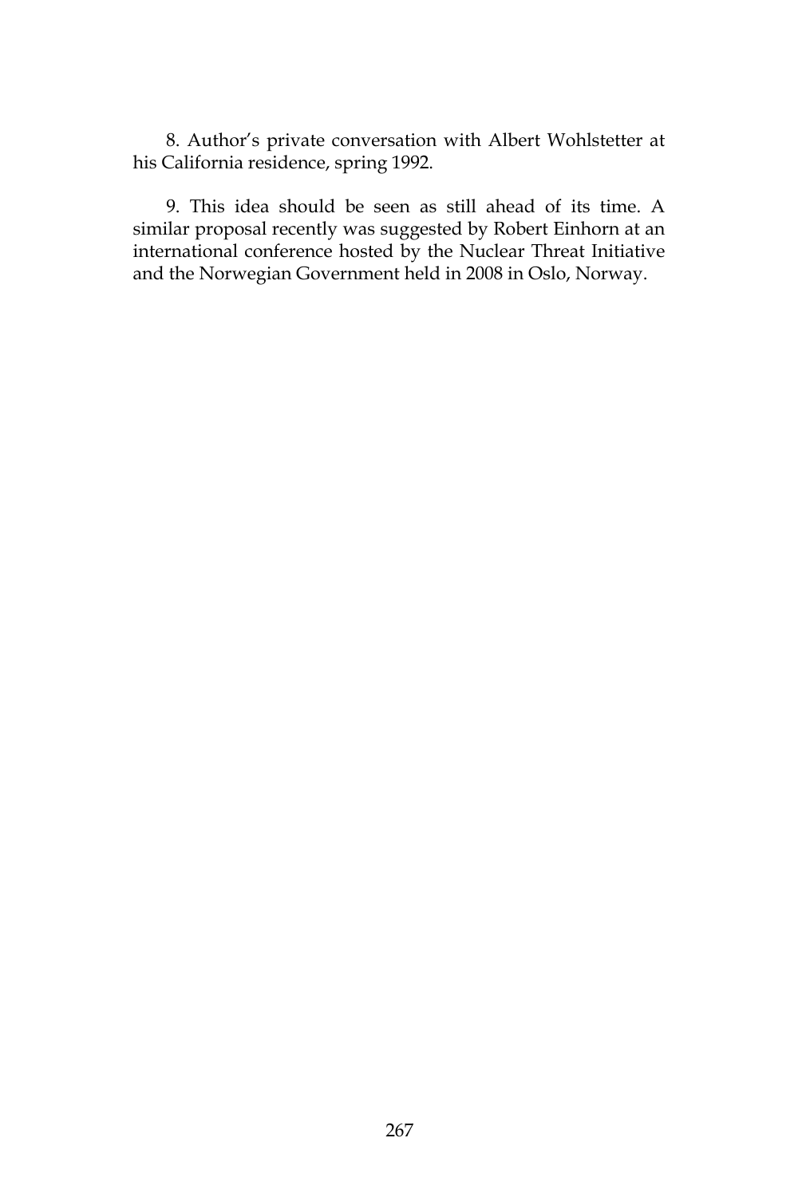8. Author's private conversation with Albert Wohlstetter at his California residence, spring 1992.

9. This idea should be seen as still ahead of its time. A similar proposal recently was suggested by Robert Einhorn at an international conference hosted by the Nuclear Threat Initiative and the Norwegian Government held in 2008 in Oslo, Norway.